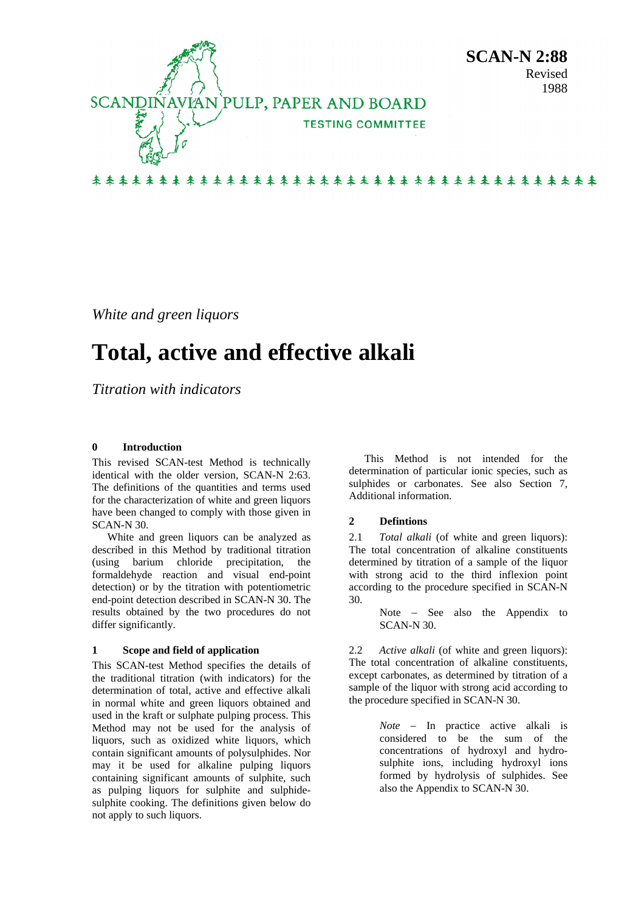SCANDINAVIAN PULP, PAPER AND BOARD

TESTING COMMITTEE

**SCAN-N 2:88**
Revised
1988

*White and green liquors*

# Total, active and effective alkali

*Titration with indicators*

## 0 Introduction

This revised SCAN-test Method is technically identical with the older version, SCAN-N 2:63. The definitions of the quantities and terms used for the characterization of white and green liquors have been changed to comply with those given in SCAN-N 30.

White and green liquors can be analyzed as described in this Method by traditional titration (using barium chloride precipitation, the formaldehyde reaction and visual end-point detection) or by the titration with potentiometric end-point detection described in SCAN-N 30. The results obtained by the two procedures do not differ significantly.

## 1 Scope and field of application

This SCAN-test Method specifies the details of the traditional titration (with indicators) for the determination of total, active and effective alkali in normal white and green liquors obtained and used in the kraft or sulphate pulping process. This Method may not be used for the analysis of liquors, such as oxidized white liquors, which contain significant amounts of polysulphides. Nor may it be used for alkaline pulping liquors containing significant amounts of sulphite, such as pulping liquors for sulphite and sulphide-sulphite cooking. The definitions given below do not apply to such liquors.

This Method is not intended for the determination of particular ionic species, such as sulphides or carbonates. See also Section 7, Additional information.

## 2 Defintions

2.1 *Total alkali* (of white and green liquors): The total concentration of alkaline constituents determined by titration of a sample of the liquor with strong acid to the third inflexion point according to the procedure specified in SCAN-N 30.

> Note – See also the Appendix to SCAN-N 30.

2.2 *Active alkali* (of white and green liquors): The total concentration of alkaline constituents, except carbonates, as determined by titration of a sample of the liquor with strong acid according to the procedure specified in SCAN-N 30.

> *Note* – In practice active alkali is considered to be the sum of the concentrations of hydroxyl and hydrosulphite ions, including hydroxyl ions formed by hydrolysis of sulphides. See also the Appendix to SCAN-N 30.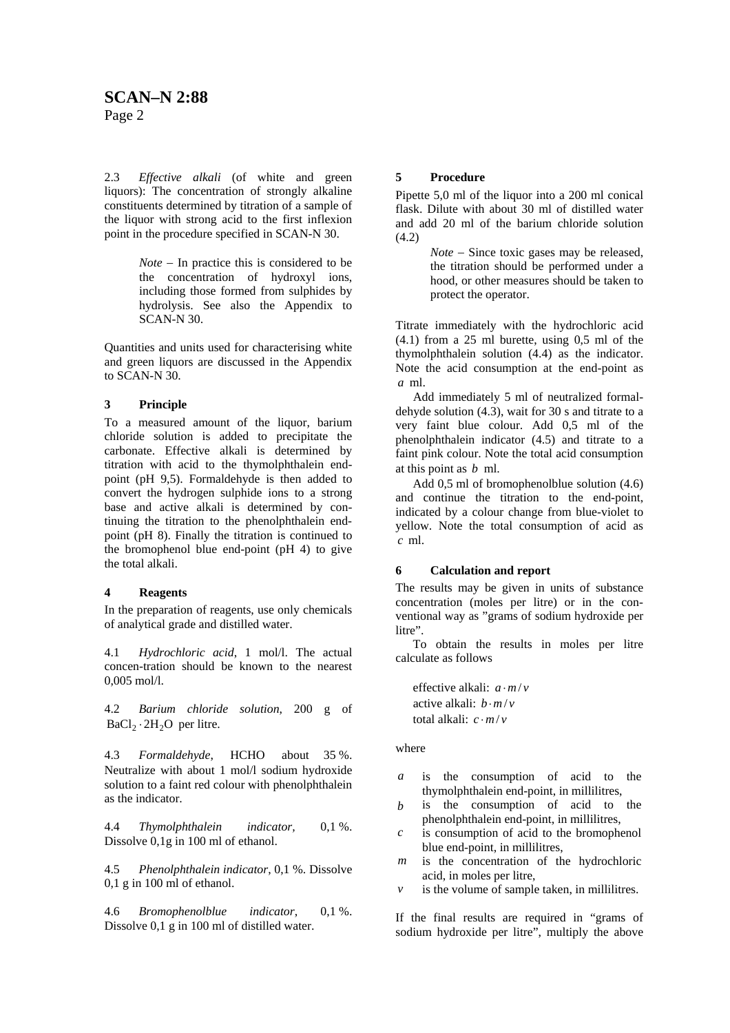2.3 *Effective alkali* (of white and green liquors): The concentration of strongly alkaline constituents determined by titration of a sample of the liquor with strong acid to the first inflexion point in the procedure specified in SCAN-N 30.

> *Note* – In practice this is considered to be the concentration of hydroxyl ions, including those formed from sulphides by hydrolysis. See also the Appendix to SCAN-N 30.

Quantities and units used for characterising white and green liquors are discussed in the Appendix to SCAN-N 30.

## 3 Principle

To a measured amount of the liquor, barium chloride solution is added to precipitate the carbonate. Effective alkali is determined by titration with acid to the thymolphthalein end-point (pH 9,5). Formaldehyde is then added to convert the hydrogen sulphide ions to a strong base and active alkali is determined by continuing the titration to the phenolphthalein end-point (pH 8). Finally the titration is continued to the bromophenol blue end-point (pH 4) to give the total alkali.

## 4 Reagents

In the preparation of reagents, use only chemicals of analytical grade and distilled water.

4.1 *Hydrochloric acid*, 1 mol/l. The actual concen-tration should be known to the nearest 0,005 mol/l.

4.2 *Barium chloride solution*, 200 g of $BaCl_2 \cdot 2H_2O$ per litre.

4.3 *Formaldehyde*, HCHO about 35 %. Neutralize with about 1 mol/l sodium hydroxide solution to a faint red colour with phenolphthalein as the indicator.

4.4 *Thymolphthalein indicator*, 0,1 %. Dissolve 0,1g in 100 ml of ethanol.

4.5 *Phenolphthalein indicator*, 0,1 %. Dissolve 0,1 g in 100 ml of ethanol.

4.6 *Bromophenolblue indicator*, 0,1 %. Dissolve 0,1 g in 100 ml of distilled water.

## 5 Procedure

Pipette 5,0 ml of the liquor into a 200 ml conical flask. Dilute with about 30 ml of distilled water and add 20 ml of the barium chloride solution (4.2)

> *Note* – Since toxic gases may be released, the titration should be performed under a hood, or other measures should be taken to protect the operator.

Titrate immediately with the hydrochloric acid (4.1) from a 25 ml burette, using 0,5 ml of the thymolphthalein solution (4.4) as the indicator. Note the acid consumption at the end-point as $a$ ml.

Add immediately 5 ml of neutralized formaldehyde solution (4.3), wait for 30 s and titrate to a very faint blue colour. Add 0,5 ml of the phenolphthalein indicator (4.5) and titrate to a faint pink colour. Note the total acid consumption at this point as $b$ ml.

Add 0,5 ml of bromophenolblue solution (4.6) and continue the titration to the end-point, indicated by a colour change from blue-violet to yellow. Note the total consumption of acid as $c$ ml.

## 6 Calculation and report

The results may be given in units of substance concentration (moles per litre) or in the conventional way as "grams of sodium hydroxide per litre".

To obtain the results in moles per litre calculate as follows

effective alkali: $a \cdot m / v$
active alkali: $b \cdot m / v$
total alkali: $c \cdot m / v$

where

- $a$ is the consumption of acid to the thymolphthalein end-point, in millilitres,
- $b$ is the consumption of acid to the phenolphthalein end-point, in millilitres,
- $c$ is consumption of acid to the bromophenol blue end-point, in millilitres,
- $m$ is the concentration of the hydrochloric acid, in moles per litre,
- $v$ is the volume of sample taken, in millilitres.

If the final results are required in "grams of sodium hydroxide per litre", multiply the above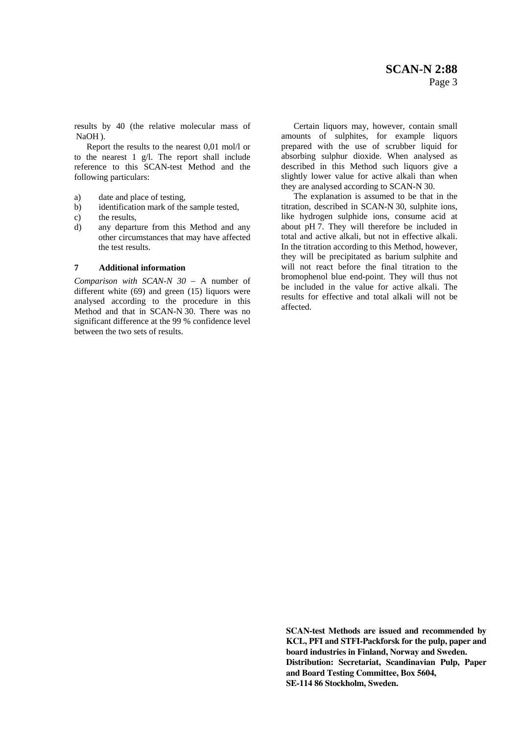results by 40 (the relative molecular mass of NaOH ).

Report the results to the nearest 0,01 mol/l or to the nearest 1 g/l. The report shall include reference to this SCAN-test Method and the following particulars:

a) date and place of testing,
b) identification mark of the sample tested,
c) the results,
d) any departure from this Method and any other circumstances that may have affected the test results.

## 7 Additional information

*Comparison with SCAN-N 30* – A number of different white (69) and green (15) liquors were analysed according to the procedure in this Method and that in SCAN-N 30. There was no significant difference at the 99 % confidence level between the two sets of results.

Certain liquors may, however, contain small amounts of sulphites, for example liquors prepared with the use of scrubber liquid for absorbing sulphur dioxide. When analysed as described in this Method such liquors give a slightly lower value for active alkali than when they are analysed according to SCAN-N 30.

The explanation is assumed to be that in the titration, described in SCAN-N 30, sulphite ions, like hydrogen sulphide ions, consume acid at about pH 7. They will therefore be included in total and active alkali, but not in effective alkali. In the titration according to this Method, however, they will be precipitated as barium sulphite and will not react before the final titration to the bromophenol blue end-point. They will thus not be included in the value for active alkali. The results for effective and total alkali will not be affected.

**SCAN-test Methods are issued and recommended by KCL, PFI and STFI-Packforsk for the pulp, paper and board industries in Finland, Norway and Sweden. Distribution: Secretariat, Scandinavian Pulp, Paper and Board Testing Committee, Box 5604, SE-114 86 Stockholm, Sweden.**